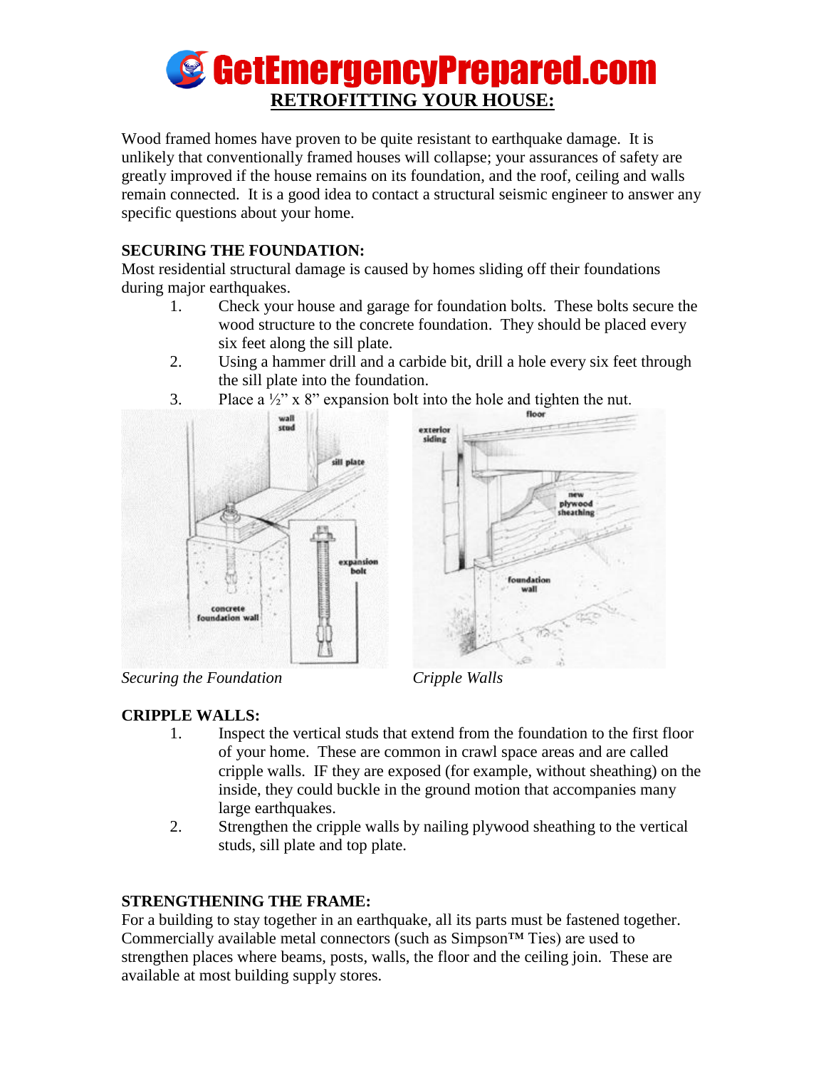# GetEmergencyPrepared.com

## RETROFITTING YOUR HOUSE:

Wood framed homes have proven to be quite resistant to earthquake damage. It is unlikely that conventionally framed houses will collapse; your assurances of safety are greatly improved if the house remains on its foundation, and the roof, ceiling and walls remain connected. It is a good idea to contact a structural seismic engineer to answer any specific questions about your home.

**SECURING THE FOUNDATION:**

Most residential structural damage is caused by homes sliding off their foundations during major earthquakes.

1. Check your house and garage for foundation bolts. These bolts secure the wood structure to the concrete foundation. They should be placed every six feet along the sill plate.
2. Using a hammer drill and a carbide bit, drill a hole every six feet through the sill plate into the foundation.
3. Place a ½" x 8" expansion bolt into the hole and tighten the nut.

*Securing the Foundation*

*Cripple Walls*

**CRIPPLE WALLS:**

1. Inspect the vertical studs that extend from the foundation to the first floor of your home. These are common in crawl space areas and are called cripple walls. IF they are exposed (for example, without sheathing) on the inside, they could buckle in the ground motion that accompanies many large earthquakes.
2. Strengthen the cripple walls by nailing plywood sheathing to the vertical studs, sill plate and top plate.

**STRENGTHENING THE FRAME:**

For a building to stay together in an earthquake, all its parts must be fastened together. Commercially available metal connectors (such as Simpson™ Ties) are used to strengthen places where beams, posts, walls, the floor and the ceiling join. These are available at most building supply stores.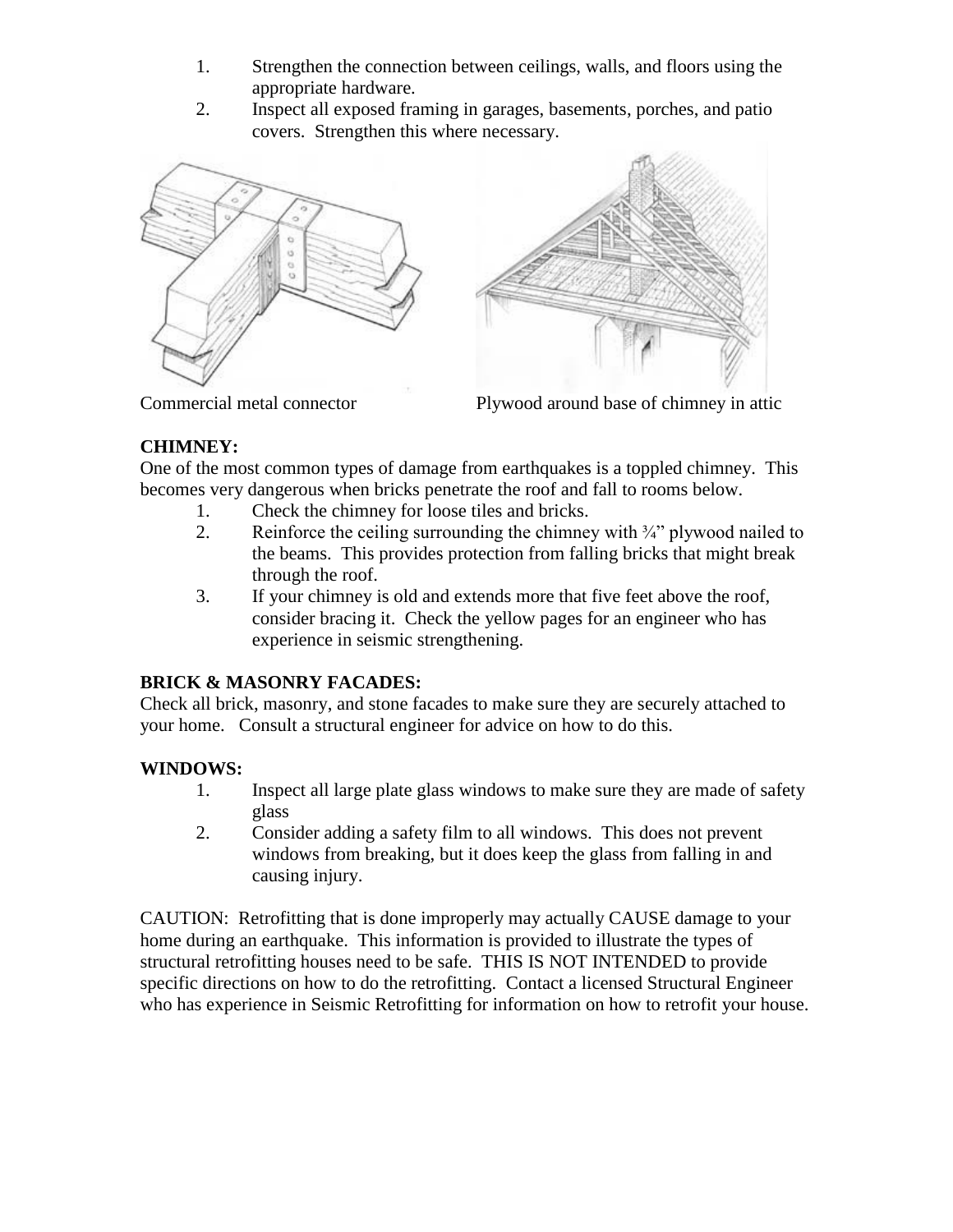1. Strengthen the connection between ceilings, walls, and floors using the appropriate hardware.
2. Inspect all exposed framing in garages, basements, porches, and patio covers. Strengthen this where necessary.

Commercial metal connector

Plywood around base of chimney in attic

**CHIMNEY:**

One of the most common types of damage from earthquakes is a toppled chimney. This becomes very dangerous when bricks penetrate the roof and fall to rooms below.

1. Check the chimney for loose tiles and bricks.
2. Reinforce the ceiling surrounding the chimney with ¾" plywood nailed to the beams. This provides protection from falling bricks that might break through the roof.
3. If your chimney is old and extends more that five feet above the roof, consider bracing it. Check the yellow pages for an engineer who has experience in seismic strengthening.

**BRICK & MASONRY FACADES:**

Check all brick, masonry, and stone facades to make sure they are securely attached to your home. Consult a structural engineer for advice on how to do this.

**WINDOWS:**

1. Inspect all large plate glass windows to make sure they are made of safety glass
2. Consider adding a safety film to all windows. This does not prevent windows from breaking, but it does keep the glass from falling in and causing injury.

CAUTION: Retrofitting that is done improperly may actually CAUSE damage to your home during an earthquake. This information is provided to illustrate the types of structural retrofitting houses need to be safe. THIS IS NOT INTENDED to provide specific directions on how to do the retrofitting. Contact a licensed Structural Engineer who has experience in Seismic Retrofitting for information on how to retrofit your house.